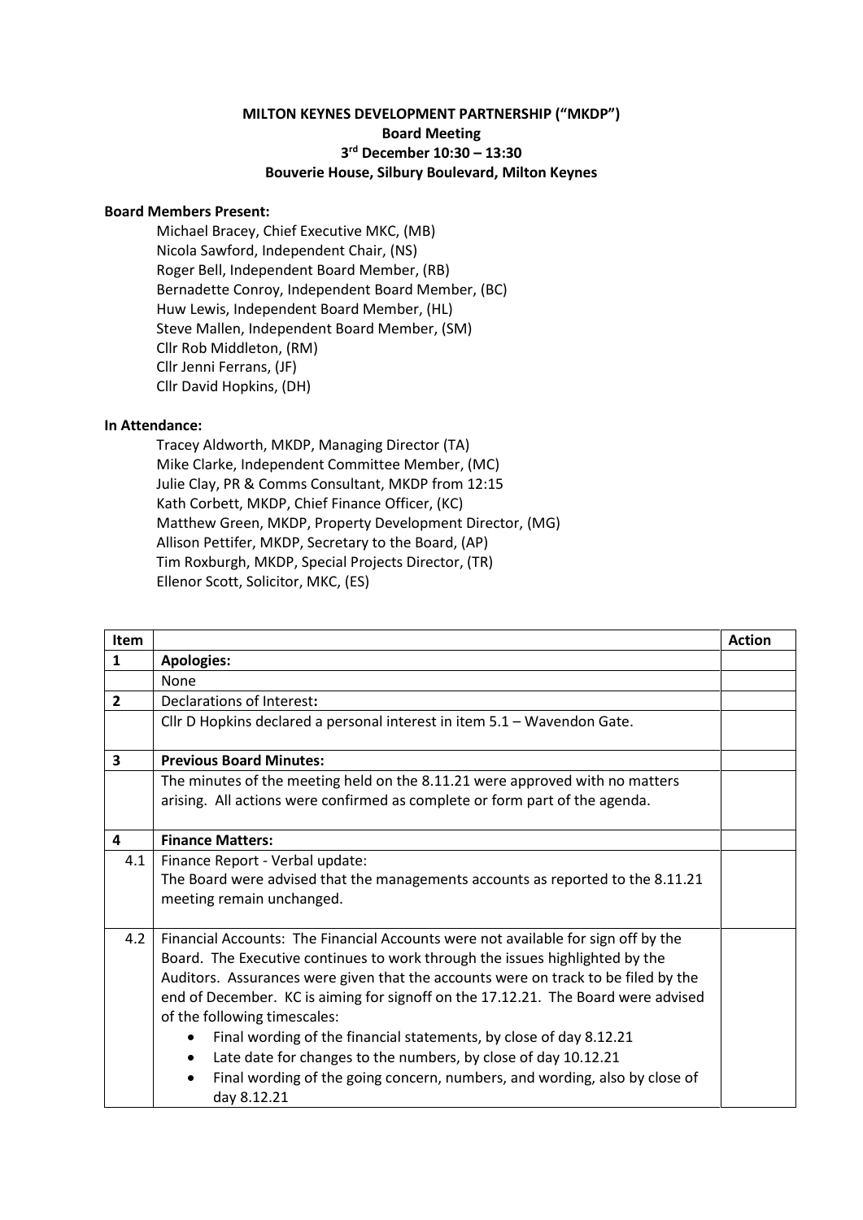**MILTON KEYNES DEVELOPMENT PARTNERSHIP ("MKDP")**
**Board Meeting**
**3rd December 10:30 – 13:30**
**Bouverie House, Silbury Boulevard, Milton Keynes**

**Board Members Present:**

Michael Bracey, Chief Executive MKC, (MB)
Nicola Sawford, Independent Chair, (NS)
Roger Bell, Independent Board Member, (RB)
Bernadette Conroy, Independent Board Member, (BC)
Huw Lewis, Independent Board Member, (HL)
Steve Mallen, Independent Board Member, (SM)
Cllr Rob Middleton, (RM)
Cllr Jenni Ferrans, (JF)
Cllr David Hopkins, (DH)

**In Attendance:**

Tracey Aldworth, MKDP, Managing Director (TA)
Mike Clarke, Independent Committee Member, (MC)
Julie Clay, PR & Comms Consultant, MKDP from 12:15
Kath Corbett, MKDP, Chief Finance Officer, (KC)
Matthew Green, MKDP, Property Development Director, (MG)
Allison Pettifer, MKDP, Secretary to the Board, (AP)
Tim Roxburgh, MKDP, Special Projects Director, (TR)
Ellenor Scott, Solicitor, MKC, (ES)

| Item | | Action |
|---|---|---|
| 1 | **Apologies:** | |
| | None | |
| 2 | Declarations of Interest**:** | |
| | Cllr D Hopkins declared a personal interest in item 5.1 – Wavendon Gate. | |
| 3 | **Previous Board Minutes:** | |
| | The minutes of the meeting held on the 8.11.21 were approved with no matters arising. All actions were confirmed as complete or form part of the agenda. | |
| 4 | **Finance Matters:** | |
| 4.1 | Finance Report - Verbal update:<br>The Board were advised that the managements accounts as reported to the 8.11.21 meeting remain unchanged. | |
| 4.2 | Financial Accounts: The Financial Accounts were not available for sign off by the Board. The Executive continues to work through the issues highlighted by the Auditors. Assurances were given that the accounts were on track to be filed by the end of December. KC is aiming for signoff on the 17.12.21. The Board were advised of the following timescales:<br>• Final wording of the financial statements, by close of day 8.12.21<br>• Late date for changes to the numbers, by close of day 10.12.21<br>• Final wording of the going concern, numbers, and wording, also by close of day 8.12.21 | |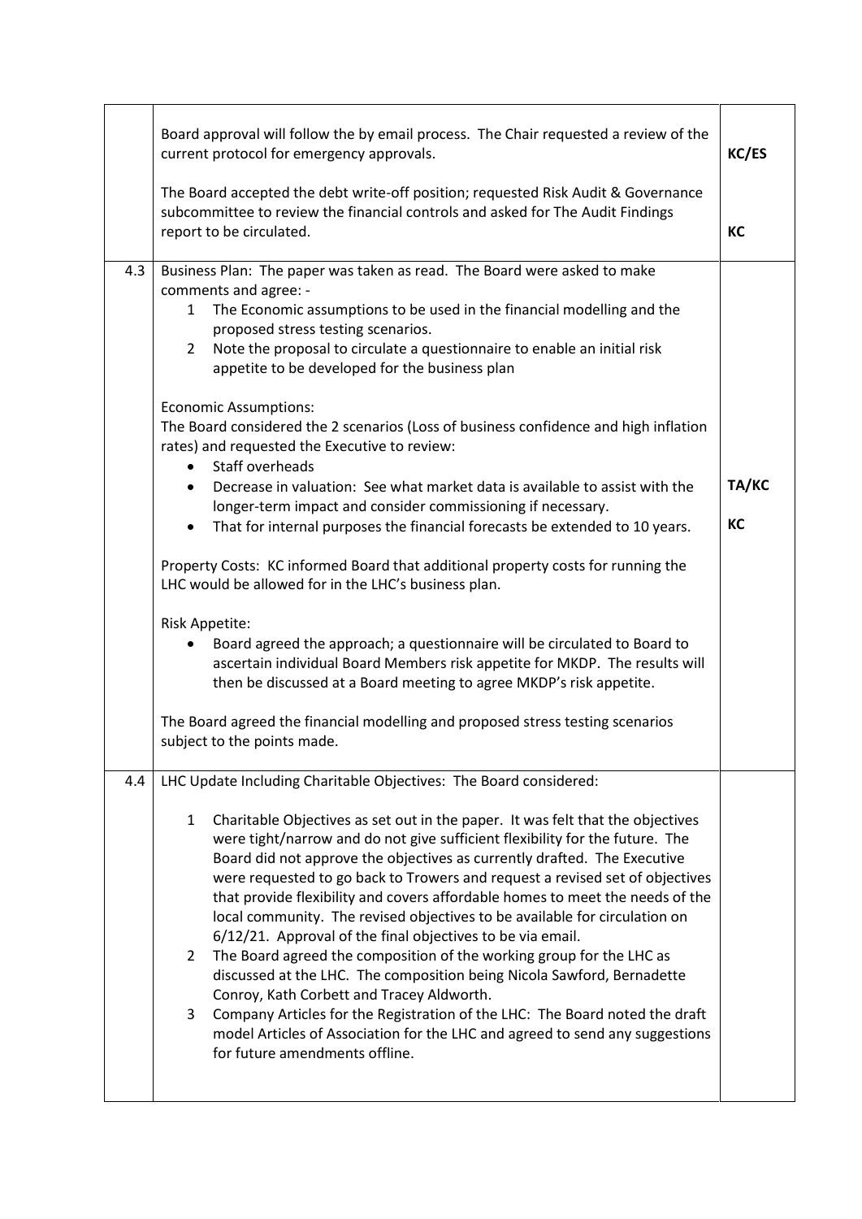| | | |
|---|---|---|
| | Board approval will follow the by email process. The Chair requested a review of the current protocol for emergency approvals.<br><br>The Board accepted the debt write-off position; requested Risk Audit & Governance subcommittee to review the financial controls and asked for The Audit Findings report to be circulated. | **KC/ES**<br><br><br>**KC** |
| 4.3 | Business Plan: The paper was taken as read. The Board were asked to make comments and agree: -<br>1 The Economic assumptions to be used in the financial modelling and the proposed stress testing scenarios.<br>2 Note the proposal to circulate a questionnaire to enable an initial risk appetite to be developed for the business plan<br><br>Economic Assumptions:<br>The Board considered the 2 scenarios (Loss of business confidence and high inflation rates) and requested the Executive to review:<br>• Staff overheads<br>• Decrease in valuation: See what market data is available to assist with the longer-term impact and consider commissioning if necessary.<br>• That for internal purposes the financial forecasts be extended to 10 years.<br><br>Property Costs: KC informed Board that additional property costs for running the LHC would be allowed for in the LHC's business plan.<br><br>Risk Appetite:<br>• Board agreed the approach; a questionnaire will be circulated to Board to ascertain individual Board Members risk appetite for MKDP. The results will then be discussed at a Board meeting to agree MKDP's risk appetite.<br><br>The Board agreed the financial modelling and proposed stress testing scenarios subject to the points made. | <br><br><br><br><br><br><br><br><br><br>**TA/KC**<br><br>**KC** |
| 4.4 | LHC Update Including Charitable Objectives: The Board considered:<br><br>1 Charitable Objectives as set out in the paper. It was felt that the objectives were tight/narrow and do not give sufficient flexibility for the future. The Board did not approve the objectives as currently drafted. The Executive were requested to go back to Trowers and request a revised set of objectives that provide flexibility and covers affordable homes to meet the needs of the local community. The revised objectives to be available for circulation on 6/12/21. Approval of the final objectives to be via email.<br>2 The Board agreed the composition of the working group for the LHC as discussed at the LHC. The composition being Nicola Sawford, Bernadette Conroy, Kath Corbett and Tracey Aldworth.<br>3 Company Articles for the Registration of the LHC: The Board noted the draft model Articles of Association for the LHC and agreed to send any suggestions for future amendments offline. | |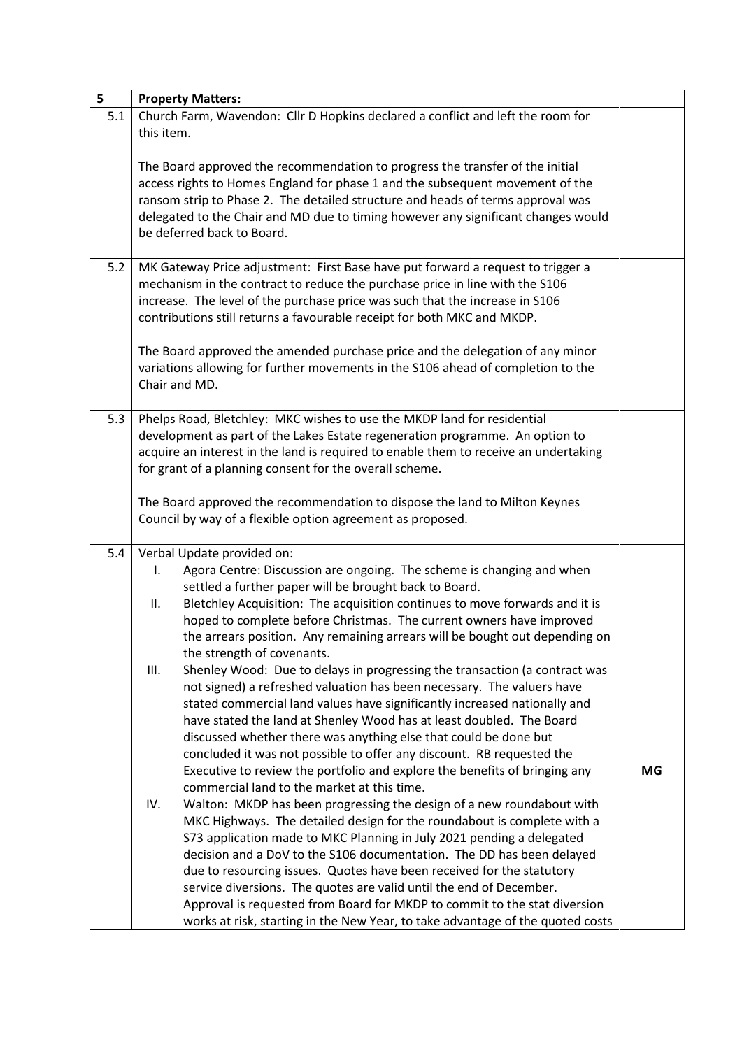| 5 | **Property Matters:** | |
|---|---|---|
| 5.1 | Church Farm, Wavendon: Cllr D Hopkins declared a conflict and left the room for this item.<br><br>The Board approved the recommendation to progress the transfer of the initial access rights to Homes England for phase 1 and the subsequent movement of the ransom strip to Phase 2. The detailed structure and heads of terms approval was delegated to the Chair and MD due to timing however any significant changes would be deferred back to Board. | |
| 5.2 | MK Gateway Price adjustment: First Base have put forward a request to trigger a mechanism in the contract to reduce the purchase price in line with the S106 increase. The level of the purchase price was such that the increase in S106 contributions still returns a favourable receipt for both MKC and MKDP.<br><br>The Board approved the amended purchase price and the delegation of any minor variations allowing for further movements in the S106 ahead of completion to the Chair and MD. | |
| 5.3 | Phelps Road, Bletchley: MKC wishes to use the MKDP land for residential development as part of the Lakes Estate regeneration programme. An option to acquire an interest in the land is required to enable them to receive an undertaking for grant of a planning consent for the overall scheme.<br><br>The Board approved the recommendation to dispose the land to Milton Keynes Council by way of a flexible option agreement as proposed. | |
| 5.4 | Verbal Update provided on:<br>I. Agora Centre: Discussion are ongoing. The scheme is changing and when settled a further paper will be brought back to Board.<br>II. Bletchley Acquisition: The acquisition continues to move forwards and it is hoped to complete before Christmas. The current owners have improved the arrears position. Any remaining arrears will be bought out depending on the strength of covenants.<br>III. Shenley Wood: Due to delays in progressing the transaction (a contract was not signed) a refreshed valuation has been necessary. The valuers have stated commercial land values have significantly increased nationally and have stated the land at Shenley Wood has at least doubled. The Board discussed whether there was anything else that could be done but concluded it was not possible to offer any discount. RB requested the Executive to review the portfolio and explore the benefits of bringing any commercial land to the market at this time.<br>IV. Walton: MKDP has been progressing the design of a new roundabout with MKC Highways. The detailed design for the roundabout is complete with a S73 application made to MKC Planning in July 2021 pending a delegated decision and a DoV to the S106 documentation. The DD has been delayed due to resourcing issues. Quotes have been received for the statutory service diversions. The quotes are valid until the end of December. Approval is requested from Board for MKDP to commit to the stat diversion works at risk, starting in the New Year, to take advantage of the quoted costs | **MG** |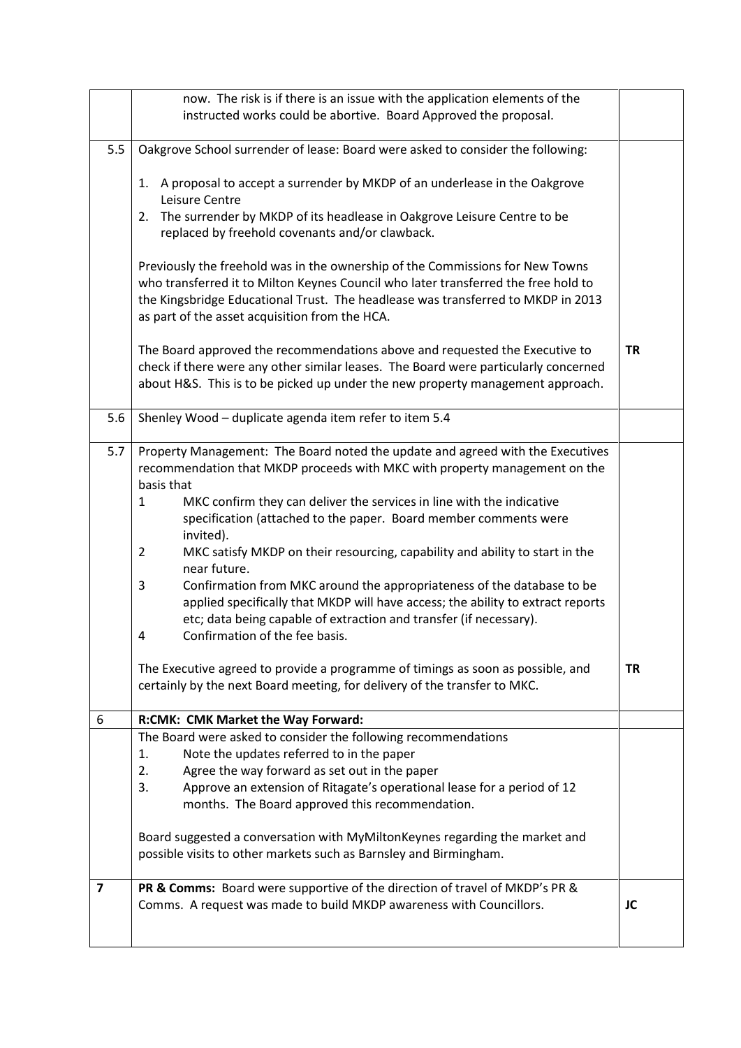| | | |
|---|---|---|
| | now. The risk is if there is an issue with the application elements of the instructed works could be abortive. Board Approved the proposal. | |
| 5.5 | Oakgrove School surrender of lease: Board were asked to consider the following:<br><br>1. A proposal to accept a surrender by MKDP of an underlease in the Oakgrove Leisure Centre<br>2. The surrender by MKDP of its headlease in Oakgrove Leisure Centre to be replaced by freehold covenants and/or clawback.<br><br>Previously the freehold was in the ownership of the Commissions for New Towns who transferred it to Milton Keynes Council who later transferred the free hold to the Kingsbridge Educational Trust. The headlease was transferred to MKDP in 2013 as part of the asset acquisition from the HCA.<br><br>The Board approved the recommendations above and requested the Executive to check if there were any other similar leases. The Board were particularly concerned about H&S. This is to be picked up under the new property management approach. | **TR** |
| 5.6 | Shenley Wood – duplicate agenda item refer to item 5.4 | |
| 5.7 | Property Management: The Board noted the update and agreed with the Executives recommendation that MKDP proceeds with MKC with property management on the basis that<br>1 MKC confirm they can deliver the services in line with the indicative specification (attached to the paper. Board member comments were invited).<br>2 MKC satisfy MKDP on their resourcing, capability and ability to start in the near future.<br>3 Confirmation from MKC around the appropriateness of the database to be applied specifically that MKDP will have access; the ability to extract reports etc; data being capable of extraction and transfer (if necessary).<br>4 Confirmation of the fee basis.<br><br>The Executive agreed to provide a programme of timings as soon as possible, and certainly by the next Board meeting, for delivery of the transfer to MKC. | **TR** |
| 6 | **R:CMK: CMK Market the Way Forward:** | |
| | The Board were asked to consider the following recommendations<br>1. Note the updates referred to in the paper<br>2. Agree the way forward as set out in the paper<br>3. Approve an extension of Ritagate's operational lease for a period of 12 months. The Board approved this recommendation.<br><br>Board suggested a conversation with MyMiltonKeynes regarding the market and possible visits to other markets such as Barnsley and Birmingham. | |
| **7** | **PR & Comms:** Board were supportive of the direction of travel of MKDP's PR & Comms. A request was made to build MKDP awareness with Councillors. | **JC** |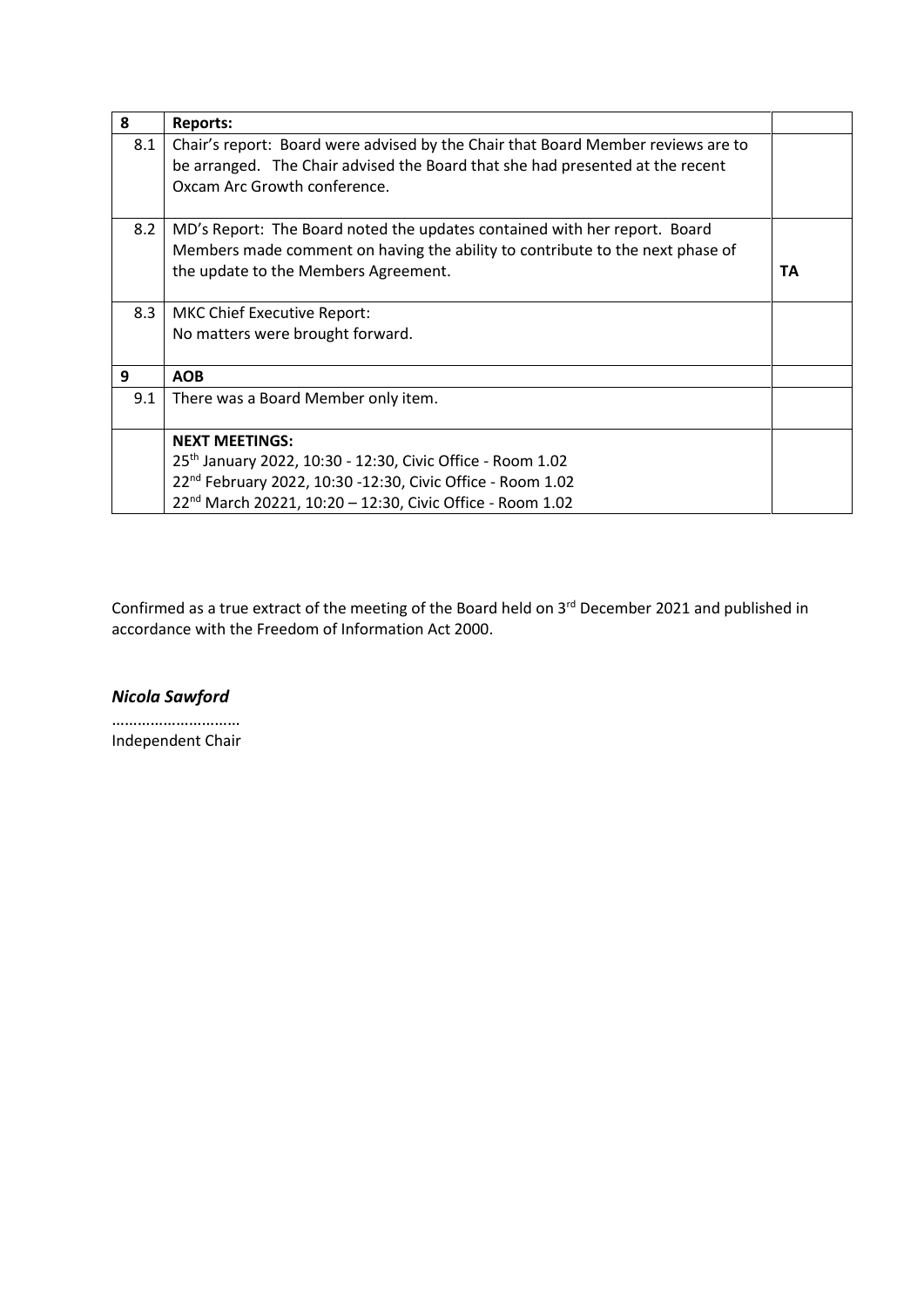| | | |
|---|---|---|
| **8** | **Reports:** | |
| 8.1 | Chair's report: Board were advised by the Chair that Board Member reviews are to be arranged. The Chair advised the Board that she had presented at the recent Oxcam Arc Growth conference. | |
| 8.2 | MD's Report: The Board noted the updates contained with her report. Board Members made comment on having the ability to contribute to the next phase of the update to the Members Agreement. | **TA** |
| 8.3 | MKC Chief Executive Report:<br>No matters were brought forward. | |
| **9** | **AOB** | |
| 9.1 | There was a Board Member only item. | |
| | **NEXT MEETINGS:**<br>25th January 2022, 10:30 - 12:30, Civic Office - Room 1.02<br>22nd February 2022, 10:30 -12:30, Civic Office - Room 1.02<br>22nd March 20221, 10:20 – 12:30, Civic Office - Room 1.02 | |

Confirmed as a true extract of the meeting of the Board held on 3rd December 2021 and published in accordance with the Freedom of Information Act 2000.

***Nicola Sawford***

.............................
Independent Chair